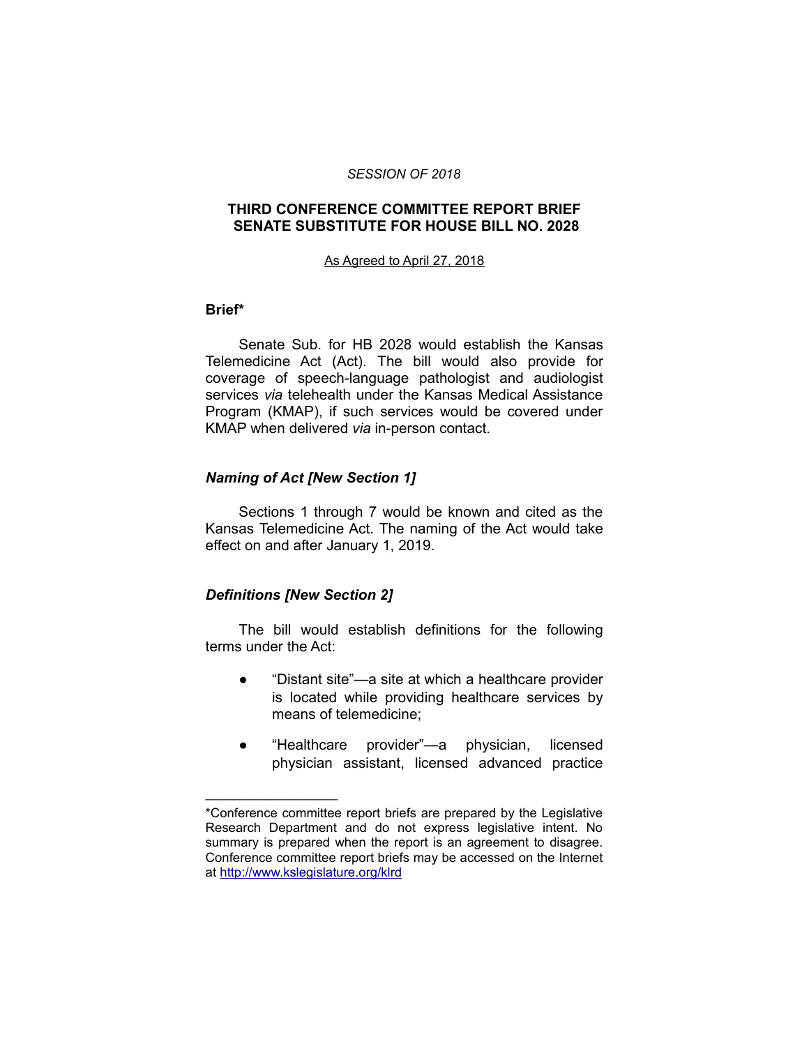*SESSION OF 2018*

**THIRD CONFERENCE COMMITTEE REPORT BRIEF SENATE SUBSTITUTE FOR HOUSE BILL NO. 2028**

As Agreed to April 27, 2018

**Brief***

Senate Sub. for HB 2028 would establish the Kansas Telemedicine Act (Act). The bill would also provide for coverage of speech-language pathologist and audiologist services *via* telehealth under the Kansas Medical Assistance Program (KMAP), if such services would be covered under KMAP when delivered *via* in-person contact.

***Naming of Act [New Section 1]***

Sections 1 through 7 would be known and cited as the Kansas Telemedicine Act. The naming of the Act would take effect on and after January 1, 2019.

***Definitions [New Section 2]***

The bill would establish definitions for the following terms under the Act:

- "Distant site"—a site at which a healthcare provider is located while providing healthcare services by means of telemedicine;
- "Healthcare provider"—a physician, licensed physician assistant, licensed advanced practice

---

*Conference committee report briefs are prepared by the Legislative Research Department and do not express legislative intent. No summary is prepared when the report is an agreement to disagree. Conference committee report briefs may be accessed on the Internet at http://www.kslegislature.org/klrd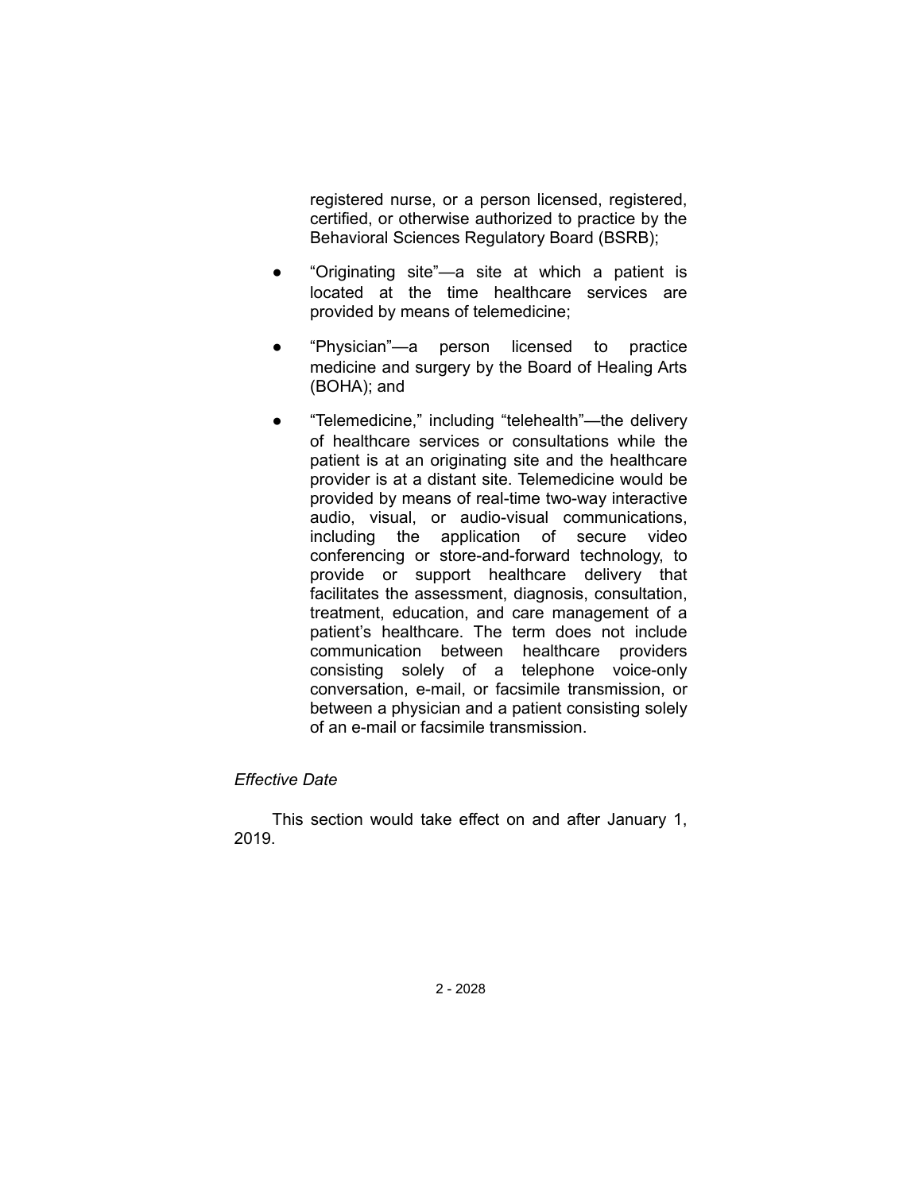registered nurse, or a person licensed, registered, certified, or otherwise authorized to practice by the Behavioral Sciences Regulatory Board (BSRB);

- "Originating site"—a site at which a patient is located at the time healthcare services are provided by means of telemedicine;
- "Physician"—a person licensed to practice medicine and surgery by the Board of Healing Arts (BOHA); and
- "Telemedicine," including "telehealth"—the delivery of healthcare services or consultations while the patient is at an originating site and the healthcare provider is at a distant site. Telemedicine would be provided by means of real-time two-way interactive audio, visual, or audio-visual communications, including the application of secure video conferencing or store-and-forward technology, to provide or support healthcare delivery that facilitates the assessment, diagnosis, consultation, treatment, education, and care management of a patient's healthcare. The term does not include communication between healthcare providers consisting solely of a telephone voice-only conversation, e-mail, or facsimile transmission, or between a physician and a patient consisting solely of an e-mail or facsimile transmission.

*Effective Date*

This section would take effect on and after January 1, 2019.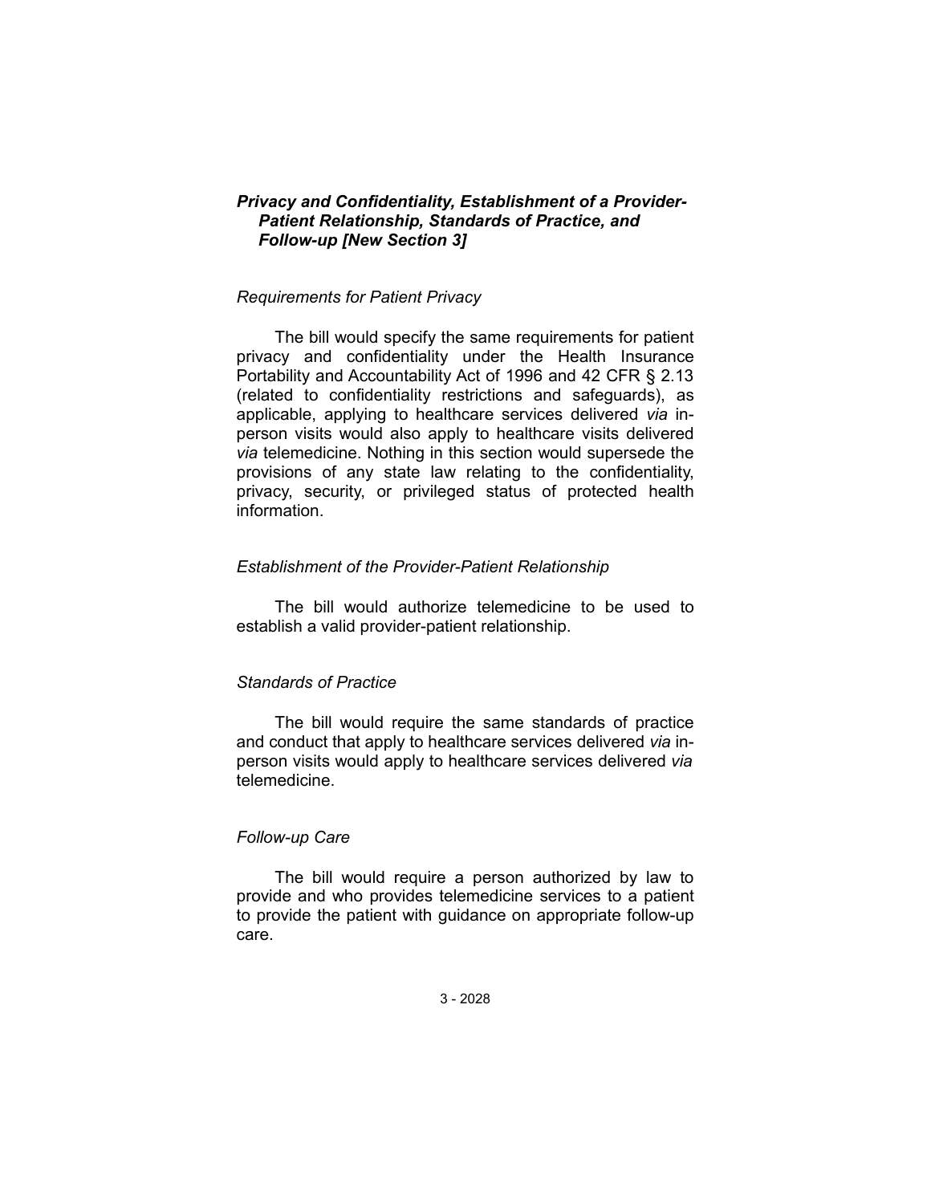### *Privacy and Confidentiality, Establishment of a Provider-Patient Relationship, Standards of Practice, and Follow-up [New Section 3]*

*Requirements for Patient Privacy*

The bill would specify the same requirements for patient privacy and confidentiality under the Health Insurance Portability and Accountability Act of 1996 and 42 CFR § 2.13 (related to confidentiality restrictions and safeguards), as applicable, applying to healthcare services delivered *via* in-person visits would also apply to healthcare visits delivered *via* telemedicine. Nothing in this section would supersede the provisions of any state law relating to the confidentiality, privacy, security, or privileged status of protected health information.

*Establishment of the Provider-Patient Relationship*

The bill would authorize telemedicine to be used to establish a valid provider-patient relationship.

*Standards of Practice*

The bill would require the same standards of practice and conduct that apply to healthcare services delivered *via* in-person visits would apply to healthcare services delivered *via* telemedicine.

*Follow-up Care*

The bill would require a person authorized by law to provide and who provides telemedicine services to a patient to provide the patient with guidance on appropriate follow-up care.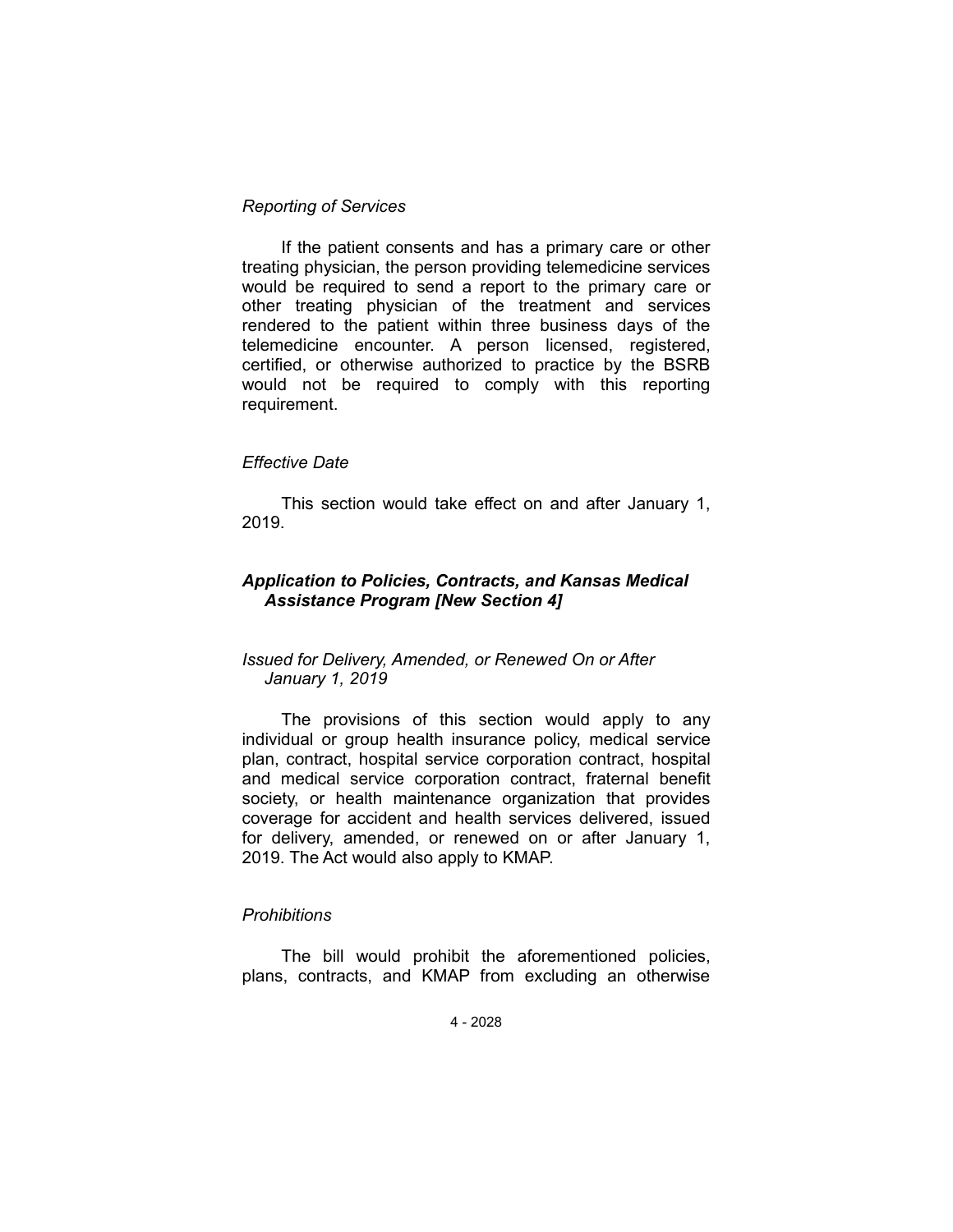*Reporting of Services*

If the patient consents and has a primary care or other treating physician, the person providing telemedicine services would be required to send a report to the primary care or other treating physician of the treatment and services rendered to the patient within three business days of the telemedicine encounter. A person licensed, registered, certified, or otherwise authorized to practice by the BSRB would not be required to comply with this reporting requirement.

*Effective Date*

This section would take effect on and after January 1, 2019.

***Application to Policies, Contracts, and Kansas Medical Assistance Program [New Section 4]***

*Issued for Delivery, Amended, or Renewed On or After January 1, 2019*

The provisions of this section would apply to any individual or group health insurance policy, medical service plan, contract, hospital service corporation contract, hospital and medical service corporation contract, fraternal benefit society, or health maintenance organization that provides coverage for accident and health services delivered, issued for delivery, amended, or renewed on or after January 1, 2019. The Act would also apply to KMAP.

*Prohibitions*

The bill would prohibit the aforementioned policies, plans, contracts, and KMAP from excluding an otherwise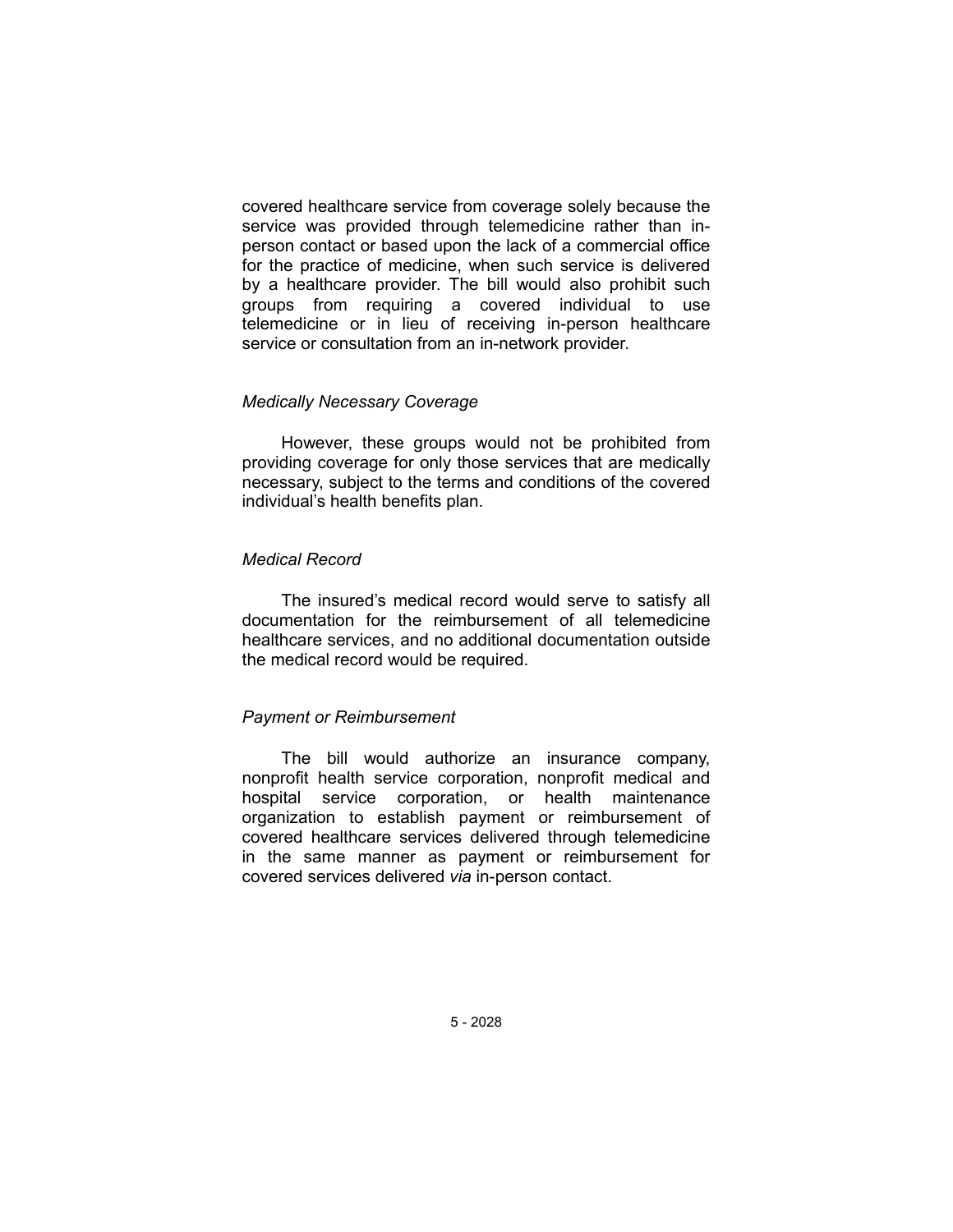covered healthcare service from coverage solely because the service was provided through telemedicine rather than in-person contact or based upon the lack of a commercial office for the practice of medicine, when such service is delivered by a healthcare provider. The bill would also prohibit such groups from requiring a covered individual to use telemedicine or in lieu of receiving in-person healthcare service or consultation from an in-network provider.

*Medically Necessary Coverage*

However, these groups would not be prohibited from providing coverage for only those services that are medically necessary, subject to the terms and conditions of the covered individual's health benefits plan.

*Medical Record*

The insured's medical record would serve to satisfy all documentation for the reimbursement of all telemedicine healthcare services, and no additional documentation outside the medical record would be required.

*Payment or Reimbursement*

The bill would authorize an insurance company, nonprofit health service corporation, nonprofit medical and hospital service corporation, or health maintenance organization to establish payment or reimbursement of covered healthcare services delivered through telemedicine in the same manner as payment or reimbursement for covered services delivered *via* in-person contact.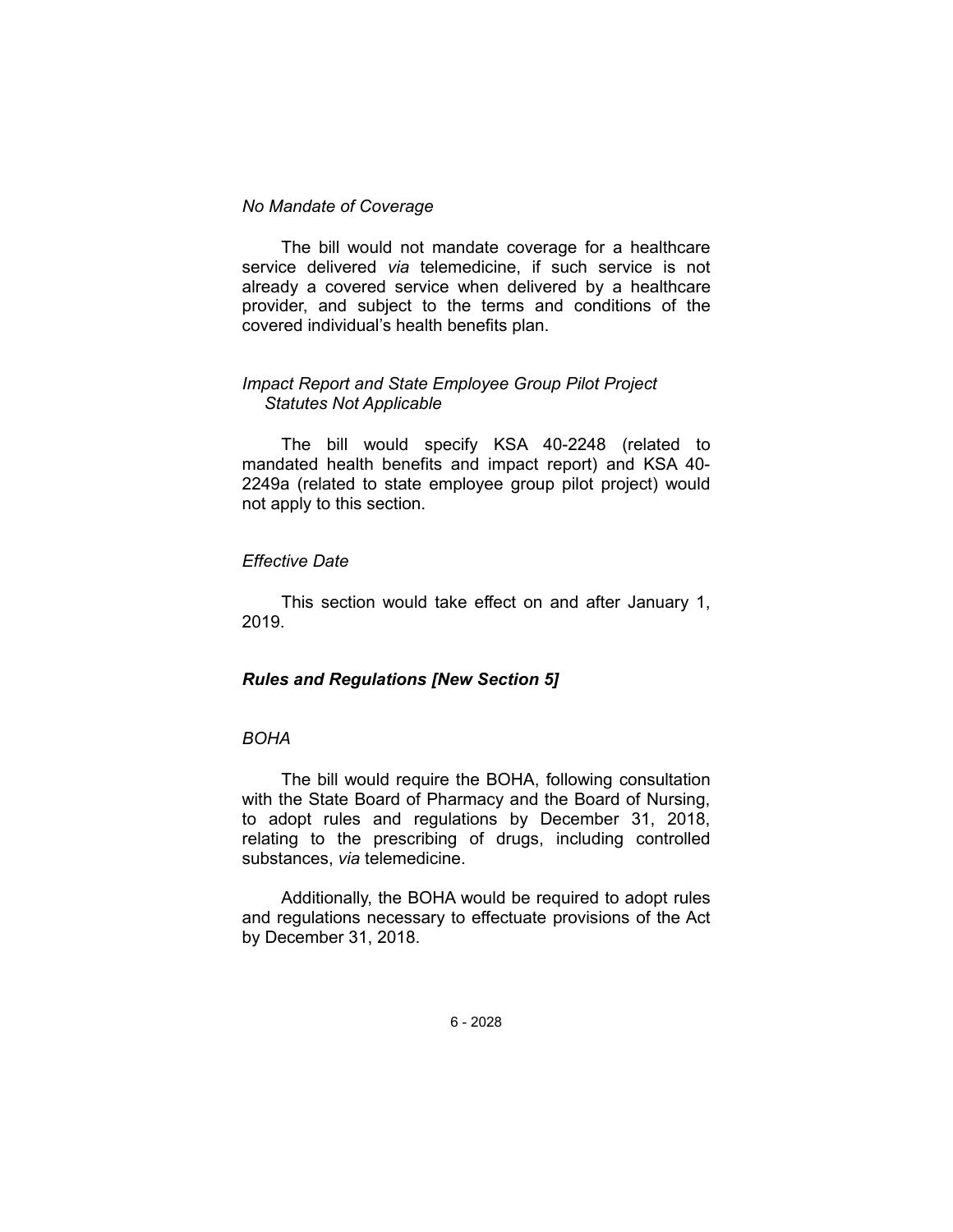*No Mandate of Coverage*

The bill would not mandate coverage for a healthcare service delivered *via* telemedicine, if such service is not already a covered service when delivered by a healthcare provider, and subject to the terms and conditions of the covered individual's health benefits plan.

*Impact Report and State Employee Group Pilot Project Statutes Not Applicable*

The bill would specify KSA 40-2248 (related to mandated health benefits and impact report) and KSA 40-2249a (related to state employee group pilot project) would not apply to this section.

*Effective Date*

This section would take effect on and after January 1, 2019.

***Rules and Regulations [New Section 5]***

*BOHA*

The bill would require the BOHA, following consultation with the State Board of Pharmacy and the Board of Nursing, to adopt rules and regulations by December 31, 2018, relating to the prescribing of drugs, including controlled substances, *via* telemedicine.

Additionally, the BOHA would be required to adopt rules and regulations necessary to effectuate provisions of the Act by December 31, 2018.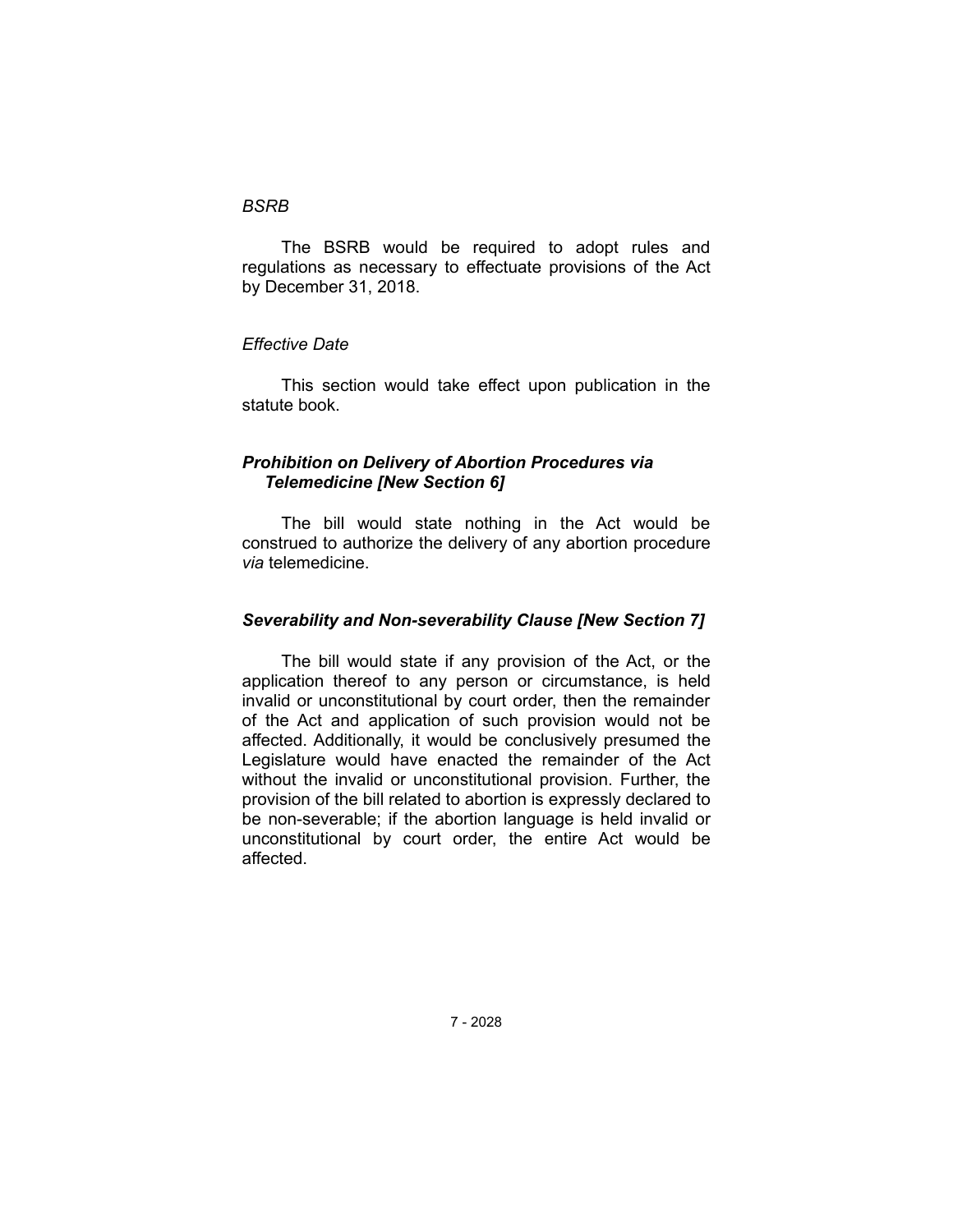*BSRB*

The BSRB would be required to adopt rules and regulations as necessary to effectuate provisions of the Act by December 31, 2018.

*Effective Date*

This section would take effect upon publication in the statute book.

***Prohibition on Delivery of Abortion Procedures via Telemedicine [New Section 6]***

The bill would state nothing in the Act would be construed to authorize the delivery of any abortion procedure *via* telemedicine.

***Severability and Non-severability Clause [New Section 7]***

The bill would state if any provision of the Act, or the application thereof to any person or circumstance, is held invalid or unconstitutional by court order, then the remainder of the Act and application of such provision would not be affected. Additionally, it would be conclusively presumed the Legislature would have enacted the remainder of the Act without the invalid or unconstitutional provision. Further, the provision of the bill related to abortion is expressly declared to be non-severable; if the abortion language is held invalid or unconstitutional by court order, the entire Act would be affected.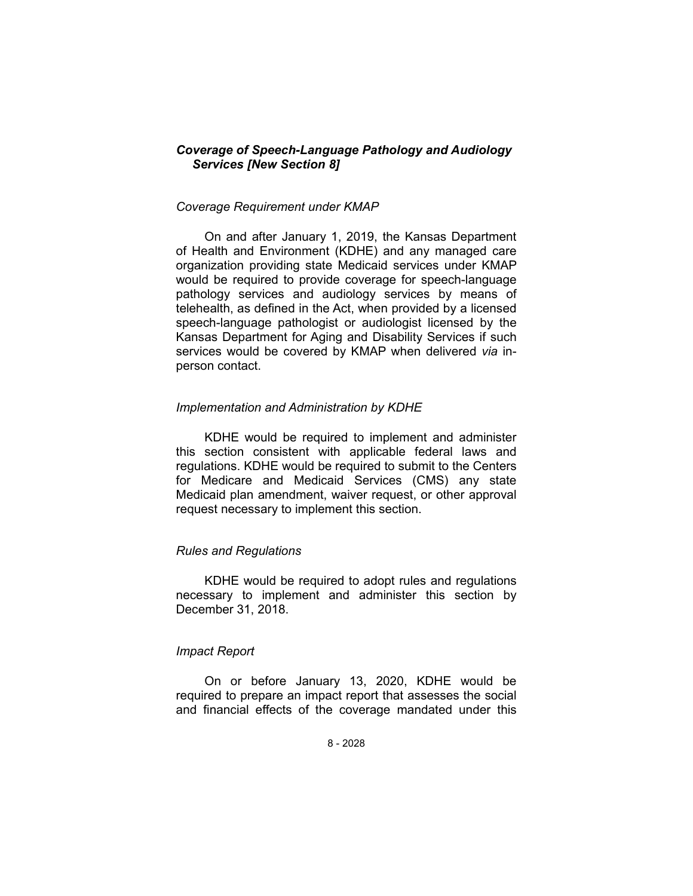### *Coverage of Speech-Language Pathology and Audiology Services [New Section 8]*

#### *Coverage Requirement under KMAP*

On and after January 1, 2019, the Kansas Department of Health and Environment (KDHE) and any managed care organization providing state Medicaid services under KMAP would be required to provide coverage for speech-language pathology services and audiology services by means of telehealth, as defined in the Act, when provided by a licensed speech-language pathologist or audiologist licensed by the Kansas Department for Aging and Disability Services if such services would be covered by KMAP when delivered *via* in-person contact.

#### *Implementation and Administration by KDHE*

KDHE would be required to implement and administer this section consistent with applicable federal laws and regulations. KDHE would be required to submit to the Centers for Medicare and Medicaid Services (CMS) any state Medicaid plan amendment, waiver request, or other approval request necessary to implement this section.

#### *Rules and Regulations*

KDHE would be required to adopt rules and regulations necessary to implement and administer this section by December 31, 2018.

#### *Impact Report*

On or before January 13, 2020, KDHE would be required to prepare an impact report that assesses the social and financial effects of the coverage mandated under this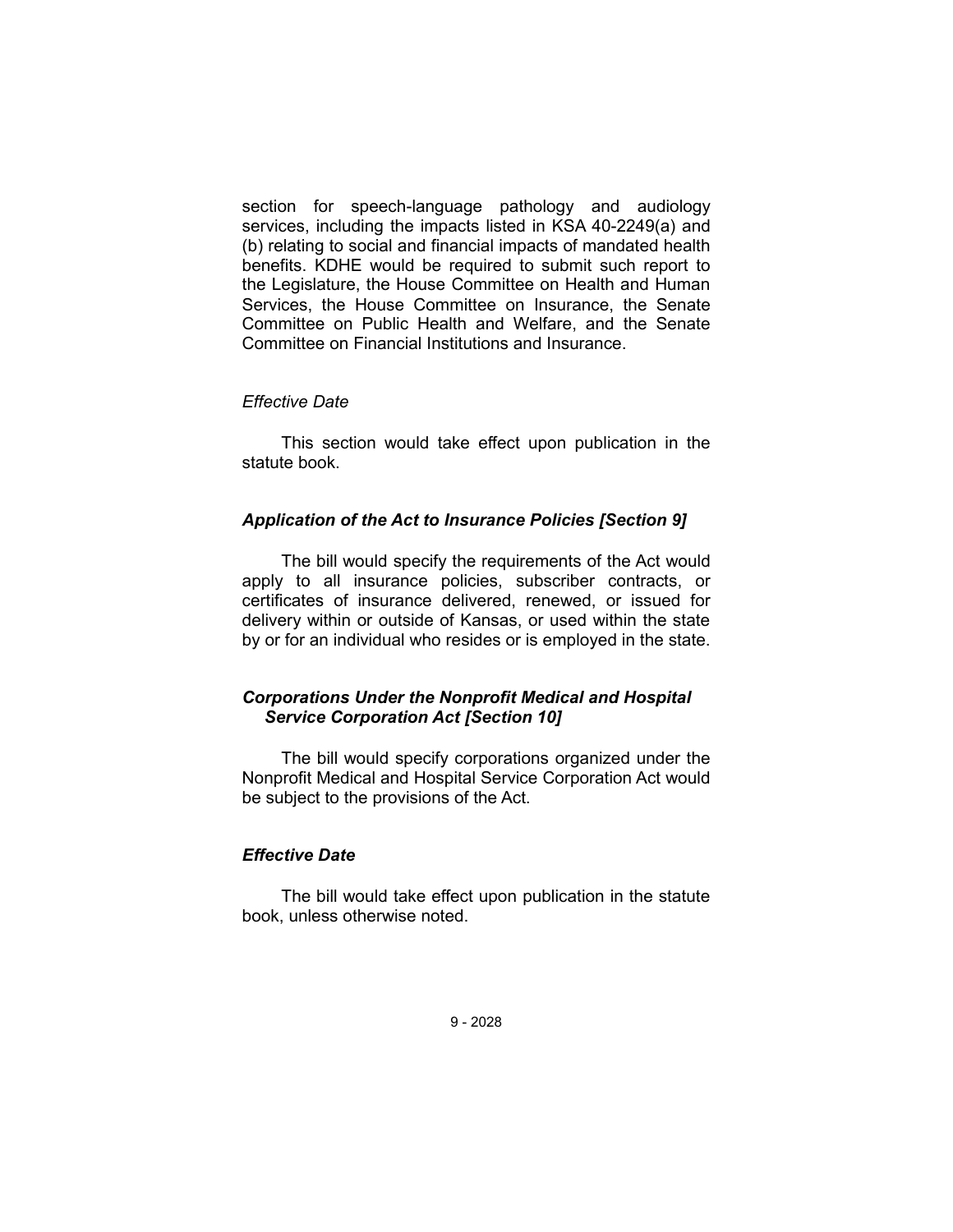section for speech-language pathology and audiology services, including the impacts listed in KSA 40-2249(a) and (b) relating to social and financial impacts of mandated health benefits. KDHE would be required to submit such report to the Legislature, the House Committee on Health and Human Services, the House Committee on Insurance, the Senate Committee on Public Health and Welfare, and the Senate Committee on Financial Institutions and Insurance.

*Effective Date*

This section would take effect upon publication in the statute book.

***Application of the Act to Insurance Policies [Section 9]***

The bill would specify the requirements of the Act would apply to all insurance policies, subscriber contracts, or certificates of insurance delivered, renewed, or issued for delivery within or outside of Kansas, or used within the state by or for an individual who resides or is employed in the state.

***Corporations Under the Nonprofit Medical and Hospital Service Corporation Act [Section 10]***

The bill would specify corporations organized under the Nonprofit Medical and Hospital Service Corporation Act would be subject to the provisions of the Act.

***Effective Date***

The bill would take effect upon publication in the statute book, unless otherwise noted.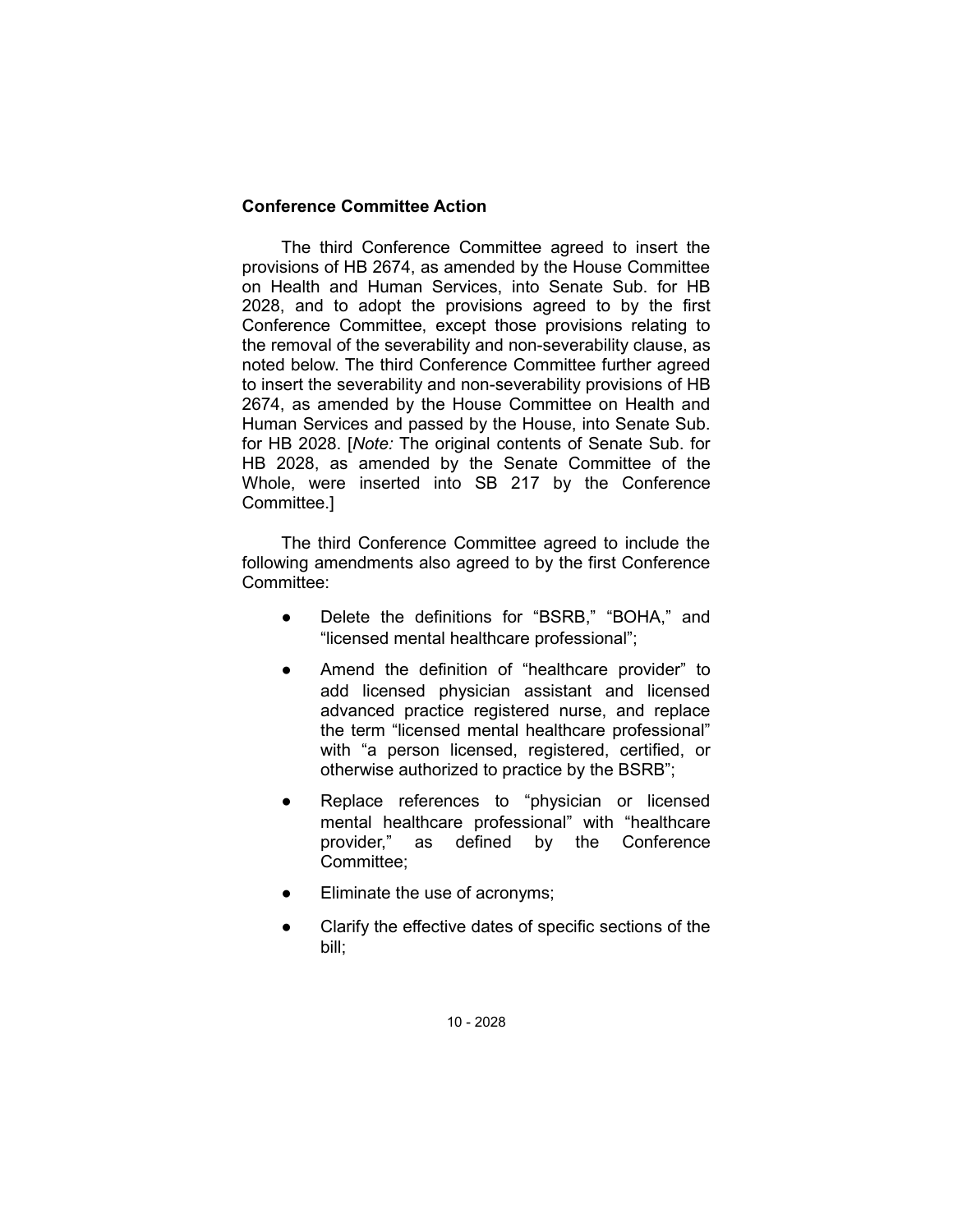## Conference Committee Action

The third Conference Committee agreed to insert the provisions of HB 2674, as amended by the House Committee on Health and Human Services, into Senate Sub. for HB 2028, and to adopt the provisions agreed to by the first Conference Committee, except those provisions relating to the removal of the severability and non-severability clause, as noted below. The third Conference Committee further agreed to insert the severability and non-severability provisions of HB 2674, as amended by the House Committee on Health and Human Services and passed by the House, into Senate Sub. for HB 2028. [*Note:* The original contents of Senate Sub. for HB 2028, as amended by the Senate Committee of the Whole, were inserted into SB 217 by the Conference Committee.]

The third Conference Committee agreed to include the following amendments also agreed to by the first Conference Committee:

- Delete the definitions for "BSRB," "BOHA," and "licensed mental healthcare professional";
- Amend the definition of "healthcare provider" to add licensed physician assistant and licensed advanced practice registered nurse, and replace the term "licensed mental healthcare professional" with "a person licensed, registered, certified, or otherwise authorized to practice by the BSRB";
- Replace references to "physician or licensed mental healthcare professional" with "healthcare provider," as defined by the Conference Committee;
- Eliminate the use of acronyms;
- Clarify the effective dates of specific sections of the bill;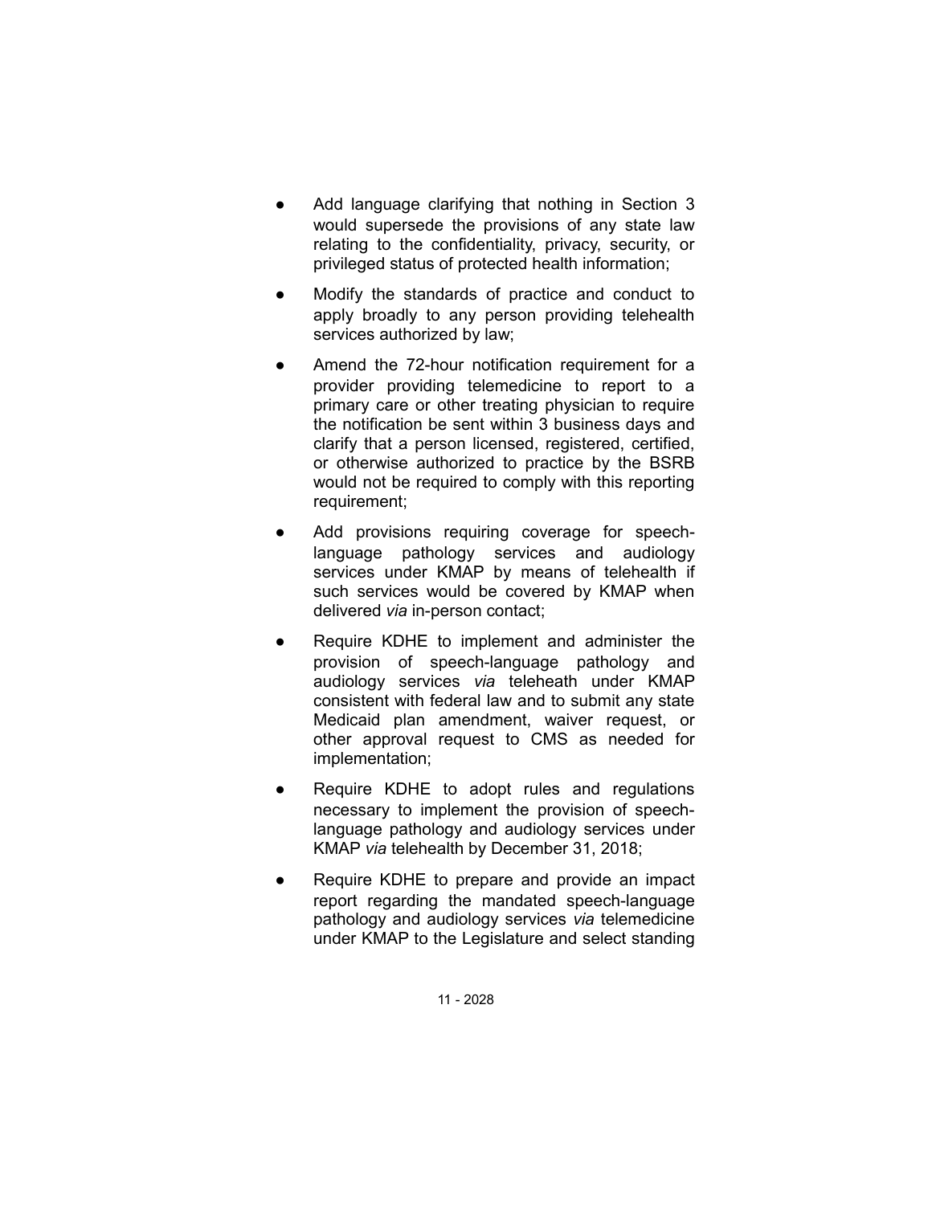- Add language clarifying that nothing in Section 3 would supersede the provisions of any state law relating to the confidentiality, privacy, security, or privileged status of protected health information;
- Modify the standards of practice and conduct to apply broadly to any person providing telehealth services authorized by law;
- Amend the 72-hour notification requirement for a provider providing telemedicine to report to a primary care or other treating physician to require the notification be sent within 3 business days and clarify that a person licensed, registered, certified, or otherwise authorized to practice by the BSRB would not be required to comply with this reporting requirement;
- Add provisions requiring coverage for speech-language pathology services and audiology services under KMAP by means of telehealth if such services would be covered by KMAP when delivered *via* in-person contact;
- Require KDHE to implement and administer the provision of speech-language pathology and audiology services *via* teleheath under KMAP consistent with federal law and to submit any state Medicaid plan amendment, waiver request, or other approval request to CMS as needed for implementation;
- Require KDHE to adopt rules and regulations necessary to implement the provision of speech-language pathology and audiology services under KMAP *via* telehealth by December 31, 2018;
- Require KDHE to prepare and provide an impact report regarding the mandated speech-language pathology and audiology services *via* telemedicine under KMAP to the Legislature and select standing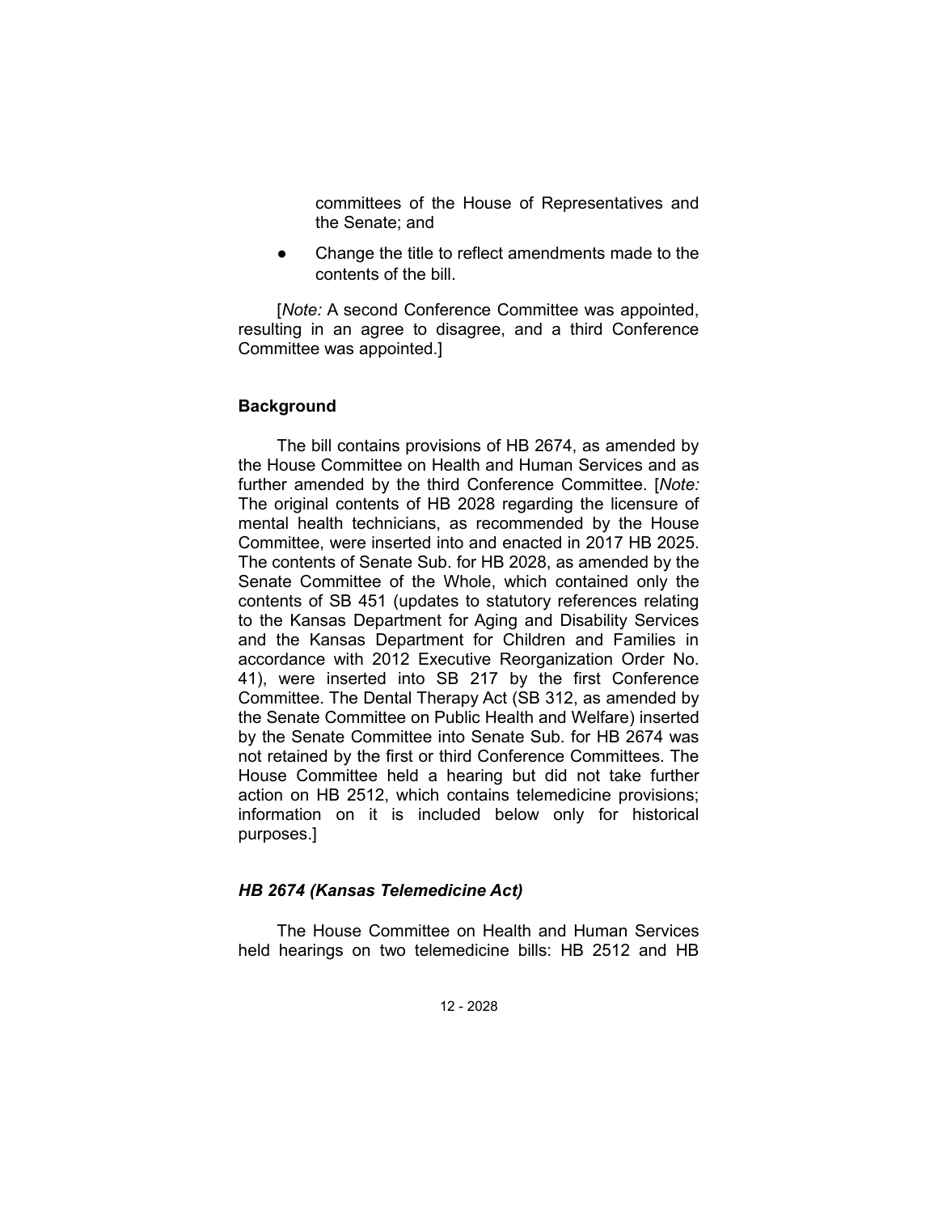committees of the House of Representatives and the Senate; and

- Change the title to reflect amendments made to the contents of the bill.

[*Note:* A second Conference Committee was appointed, resulting in an agree to disagree, and a third Conference Committee was appointed.]

## Background

The bill contains provisions of HB 2674, as amended by the House Committee on Health and Human Services and as further amended by the third Conference Committee. [*Note:* The original contents of HB 2028 regarding the licensure of mental health technicians, as recommended by the House Committee, were inserted into and enacted in 2017 HB 2025. The contents of Senate Sub. for HB 2028, as amended by the Senate Committee of the Whole, which contained only the contents of SB 451 (updates to statutory references relating to the Kansas Department for Aging and Disability Services and the Kansas Department for Children and Families in accordance with 2012 Executive Reorganization Order No. 41), were inserted into SB 217 by the first Conference Committee. The Dental Therapy Act (SB 312, as amended by the Senate Committee on Public Health and Welfare) inserted by the Senate Committee into Senate Sub. for HB 2674 was not retained by the first or third Conference Committees. The House Committee held a hearing but did not take further action on HB 2512, which contains telemedicine provisions; information on it is included below only for historical purposes.]

### *HB 2674 (Kansas Telemedicine Act)*

The House Committee on Health and Human Services held hearings on two telemedicine bills: HB 2512 and HB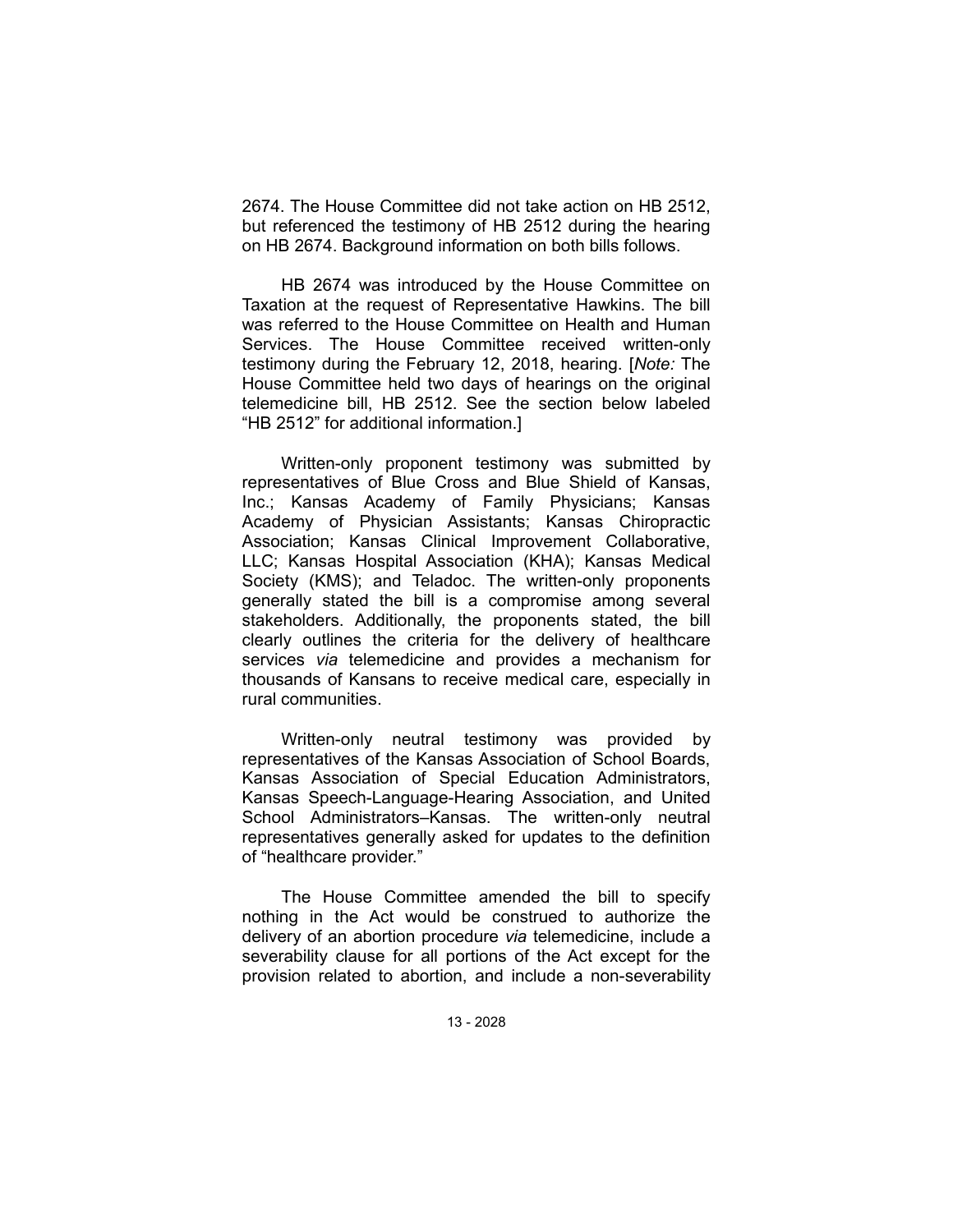2674. The House Committee did not take action on HB 2512, but referenced the testimony of HB 2512 during the hearing on HB 2674. Background information on both bills follows.

HB 2674 was introduced by the House Committee on Taxation at the request of Representative Hawkins. The bill was referred to the House Committee on Health and Human Services. The House Committee received written-only testimony during the February 12, 2018, hearing. [*Note:* The House Committee held two days of hearings on the original telemedicine bill, HB 2512. See the section below labeled "HB 2512" for additional information.]

Written-only proponent testimony was submitted by representatives of Blue Cross and Blue Shield of Kansas, Inc.; Kansas Academy of Family Physicians; Kansas Academy of Physician Assistants; Kansas Chiropractic Association; Kansas Clinical Improvement Collaborative, LLC; Kansas Hospital Association (KHA); Kansas Medical Society (KMS); and Teladoc. The written-only proponents generally stated the bill is a compromise among several stakeholders. Additionally, the proponents stated, the bill clearly outlines the criteria for the delivery of healthcare services *via* telemedicine and provides a mechanism for thousands of Kansans to receive medical care, especially in rural communities.

Written-only neutral testimony was provided by representatives of the Kansas Association of School Boards, Kansas Association of Special Education Administrators, Kansas Speech-Language-Hearing Association, and United School Administrators–Kansas. The written-only neutral representatives generally asked for updates to the definition of "healthcare provider."

The House Committee amended the bill to specify nothing in the Act would be construed to authorize the delivery of an abortion procedure *via* telemedicine, include a severability clause for all portions of the Act except for the provision related to abortion, and include a non-severability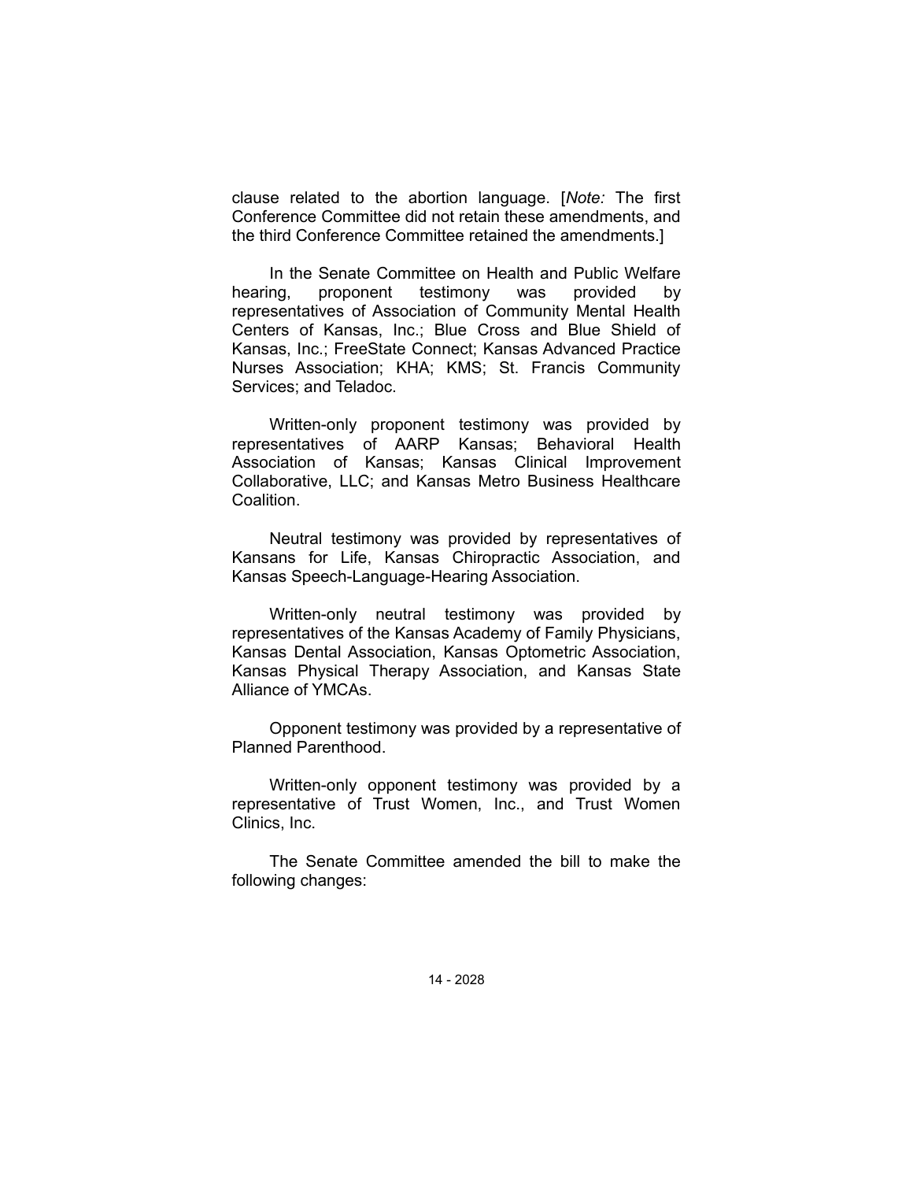clause related to the abortion language. [*Note:* The first Conference Committee did not retain these amendments, and the third Conference Committee retained the amendments.]

In the Senate Committee on Health and Public Welfare hearing, proponent testimony was provided by representatives of Association of Community Mental Health Centers of Kansas, Inc.; Blue Cross and Blue Shield of Kansas, Inc.; FreeState Connect; Kansas Advanced Practice Nurses Association; KHA; KMS; St. Francis Community Services; and Teladoc.

Written-only proponent testimony was provided by representatives of AARP Kansas; Behavioral Health Association of Kansas; Kansas Clinical Improvement Collaborative, LLC; and Kansas Metro Business Healthcare Coalition.

Neutral testimony was provided by representatives of Kansans for Life, Kansas Chiropractic Association, and Kansas Speech-Language-Hearing Association.

Written-only neutral testimony was provided by representatives of the Kansas Academy of Family Physicians, Kansas Dental Association, Kansas Optometric Association, Kansas Physical Therapy Association, and Kansas State Alliance of YMCAs.

Opponent testimony was provided by a representative of Planned Parenthood.

Written-only opponent testimony was provided by a representative of Trust Women, Inc., and Trust Women Clinics, Inc.

The Senate Committee amended the bill to make the following changes: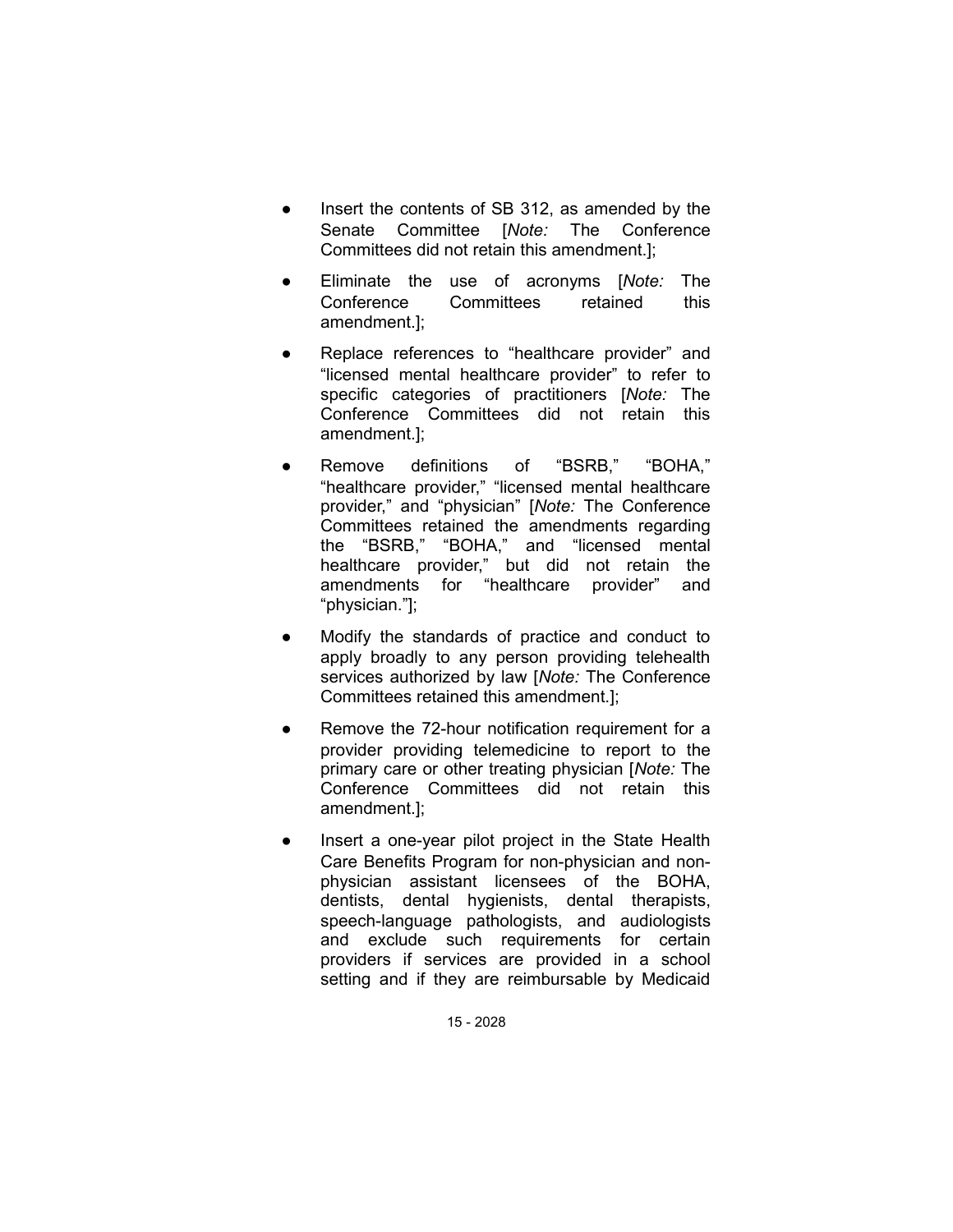- Insert the contents of SB 312, as amended by the Senate Committee [*Note:* The Conference Committees did not retain this amendment.];
- Eliminate the use of acronyms [*Note:* The Conference Committees retained this amendment.];
- Replace references to "healthcare provider" and "licensed mental healthcare provider" to refer to specific categories of practitioners [*Note:* The Conference Committees did not retain this amendment.];
- Remove definitions of "BSRB," "BOHA," "healthcare provider," "licensed mental healthcare provider," and "physician" [*Note:* The Conference Committees retained the amendments regarding the "BSRB," "BOHA," and "licensed mental healthcare provider," but did not retain the amendments for "healthcare provider" and "physician."];
- Modify the standards of practice and conduct to apply broadly to any person providing telehealth services authorized by law [*Note:* The Conference Committees retained this amendment.];
- Remove the 72-hour notification requirement for a provider providing telemedicine to report to the primary care or other treating physician [*Note:* The Conference Committees did not retain this amendment.];
- Insert a one-year pilot project in the State Health Care Benefits Program for non-physician and non-physician assistant licensees of the BOHA, dentists, dental hygienists, dental therapists, speech-language pathologists, and audiologists and exclude such requirements for certain providers if services are provided in a school setting and if they are reimbursable by Medicaid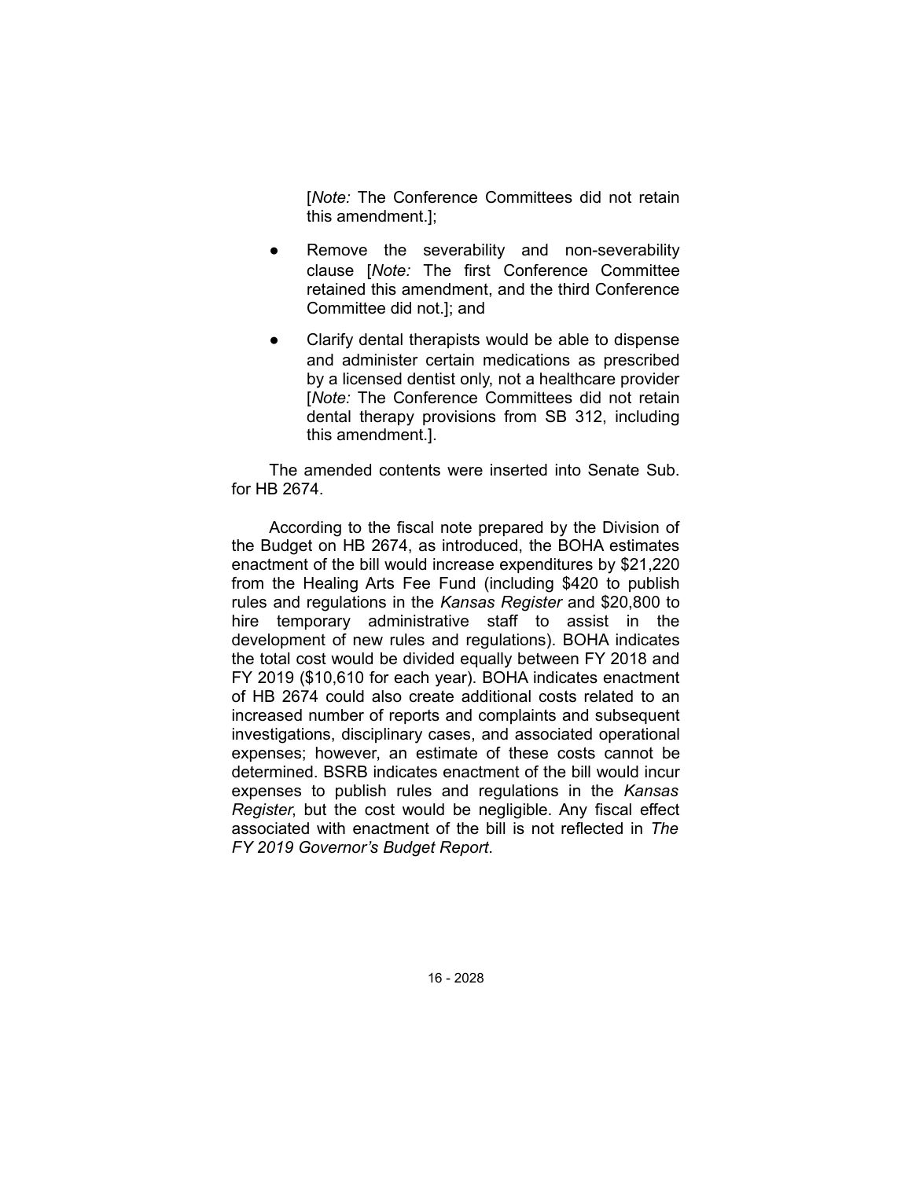[*Note:* The Conference Committees did not retain this amendment.];

- Remove the severability and non-severability clause [*Note:* The first Conference Committee retained this amendment, and the third Conference Committee did not.]; and
- Clarify dental therapists would be able to dispense and administer certain medications as prescribed by a licensed dentist only, not a healthcare provider [*Note:* The Conference Committees did not retain dental therapy provisions from SB 312, including this amendment.].

The amended contents were inserted into Senate Sub. for HB 2674.

According to the fiscal note prepared by the Division of the Budget on HB 2674, as introduced, the BOHA estimates enactment of the bill would increase expenditures by $21,220 from the Healing Arts Fee Fund (including $420 to publish rules and regulations in the *Kansas Register* and $20,800 to hire temporary administrative staff to assist in the development of new rules and regulations). BOHA indicates the total cost would be divided equally between FY 2018 and FY 2019 ($10,610 for each year). BOHA indicates enactment of HB 2674 could also create additional costs related to an increased number of reports and complaints and subsequent investigations, disciplinary cases, and associated operational expenses; however, an estimate of these costs cannot be determined. BSRB indicates enactment of the bill would incur expenses to publish rules and regulations in the *Kansas Register*, but the cost would be negligible. Any fiscal effect associated with enactment of the bill is not reflected in *The FY 2019 Governor's Budget Report*.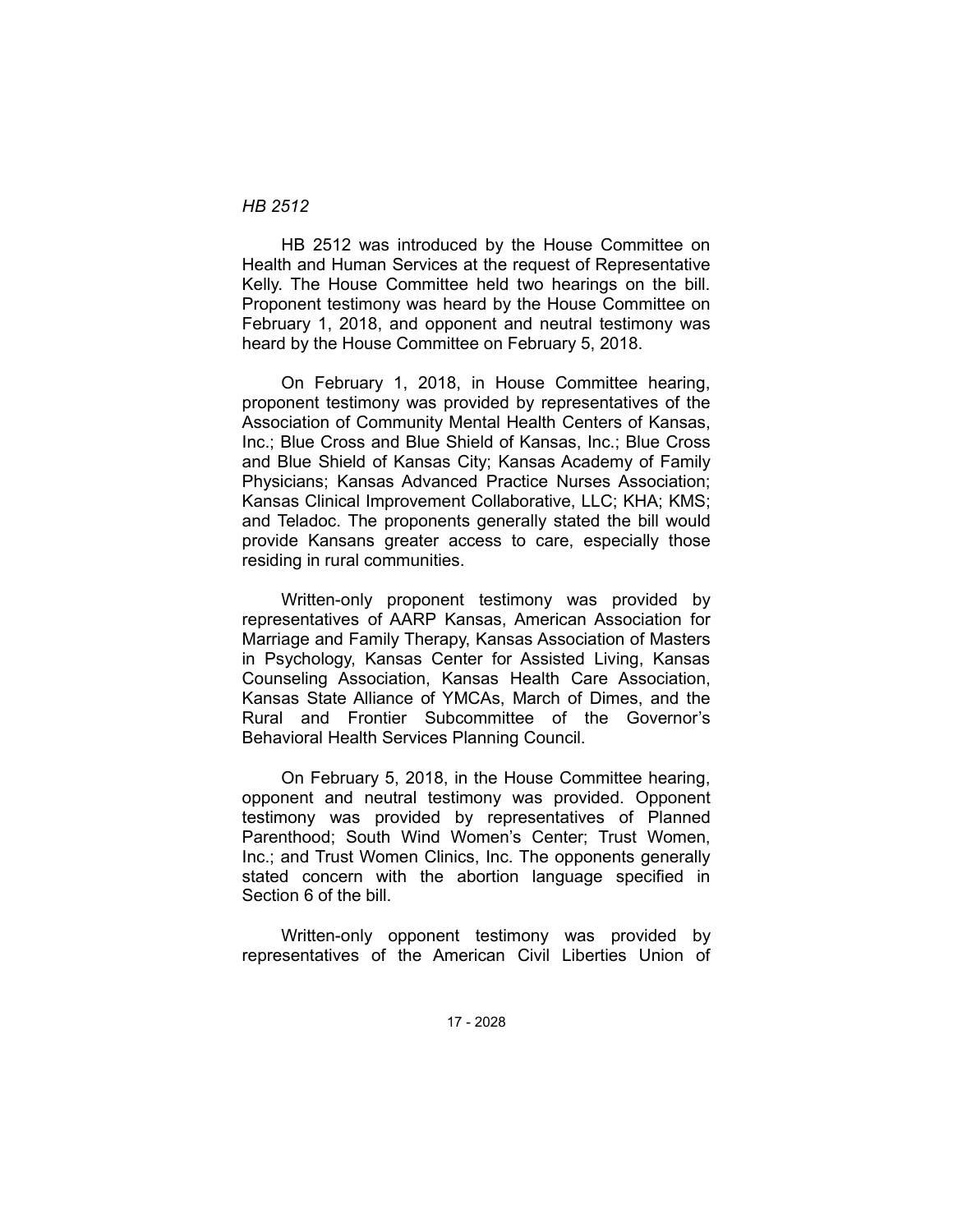*HB 2512*

HB 2512 was introduced by the House Committee on Health and Human Services at the request of Representative Kelly. The House Committee held two hearings on the bill. Proponent testimony was heard by the House Committee on February 1, 2018, and opponent and neutral testimony was heard by the House Committee on February 5, 2018.

On February 1, 2018, in House Committee hearing, proponent testimony was provided by representatives of the Association of Community Mental Health Centers of Kansas, Inc.; Blue Cross and Blue Shield of Kansas, Inc.; Blue Cross and Blue Shield of Kansas City; Kansas Academy of Family Physicians; Kansas Advanced Practice Nurses Association; Kansas Clinical Improvement Collaborative, LLC; KHA; KMS; and Teladoc. The proponents generally stated the bill would provide Kansans greater access to care, especially those residing in rural communities.

Written-only proponent testimony was provided by representatives of AARP Kansas, American Association for Marriage and Family Therapy, Kansas Association of Masters in Psychology, Kansas Center for Assisted Living, Kansas Counseling Association, Kansas Health Care Association, Kansas State Alliance of YMCAs, March of Dimes, and the Rural and Frontier Subcommittee of the Governor's Behavioral Health Services Planning Council.

On February 5, 2018, in the House Committee hearing, opponent and neutral testimony was provided. Opponent testimony was provided by representatives of Planned Parenthood; South Wind Women's Center; Trust Women, Inc.; and Trust Women Clinics, Inc. The opponents generally stated concern with the abortion language specified in Section 6 of the bill.

Written-only opponent testimony was provided by representatives of the American Civil Liberties Union of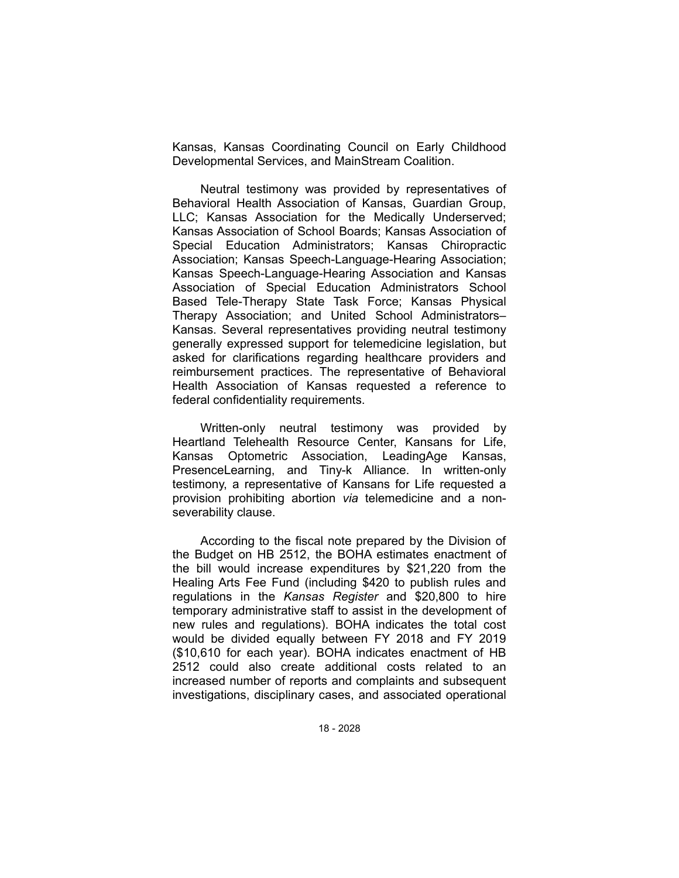Kansas, Kansas Coordinating Council on Early Childhood Developmental Services, and MainStream Coalition.

Neutral testimony was provided by representatives of Behavioral Health Association of Kansas, Guardian Group, LLC; Kansas Association for the Medically Underserved; Kansas Association of School Boards; Kansas Association of Special Education Administrators; Kansas Chiropractic Association; Kansas Speech-Language-Hearing Association; Kansas Speech-Language-Hearing Association and Kansas Association of Special Education Administrators School Based Tele-Therapy State Task Force; Kansas Physical Therapy Association; and United School Administrators–Kansas. Several representatives providing neutral testimony generally expressed support for telemedicine legislation, but asked for clarifications regarding healthcare providers and reimbursement practices. The representative of Behavioral Health Association of Kansas requested a reference to federal confidentiality requirements.

Written-only neutral testimony was provided by Heartland Telehealth Resource Center, Kansans for Life, Kansas Optometric Association, LeadingAge Kansas, PresenceLearning, and Tiny-k Alliance. In written-only testimony, a representative of Kansans for Life requested a provision prohibiting abortion *via* telemedicine and a non-severability clause.

According to the fiscal note prepared by the Division of the Budget on HB 2512, the BOHA estimates enactment of the bill would increase expenditures by $21,220 from the Healing Arts Fee Fund (including $420 to publish rules and regulations in the *Kansas Register* and $20,800 to hire temporary administrative staff to assist in the development of new rules and regulations). BOHA indicates the total cost would be divided equally between FY 2018 and FY 2019 ($10,610 for each year). BOHA indicates enactment of HB 2512 could also create additional costs related to an increased number of reports and complaints and subsequent investigations, disciplinary cases, and associated operational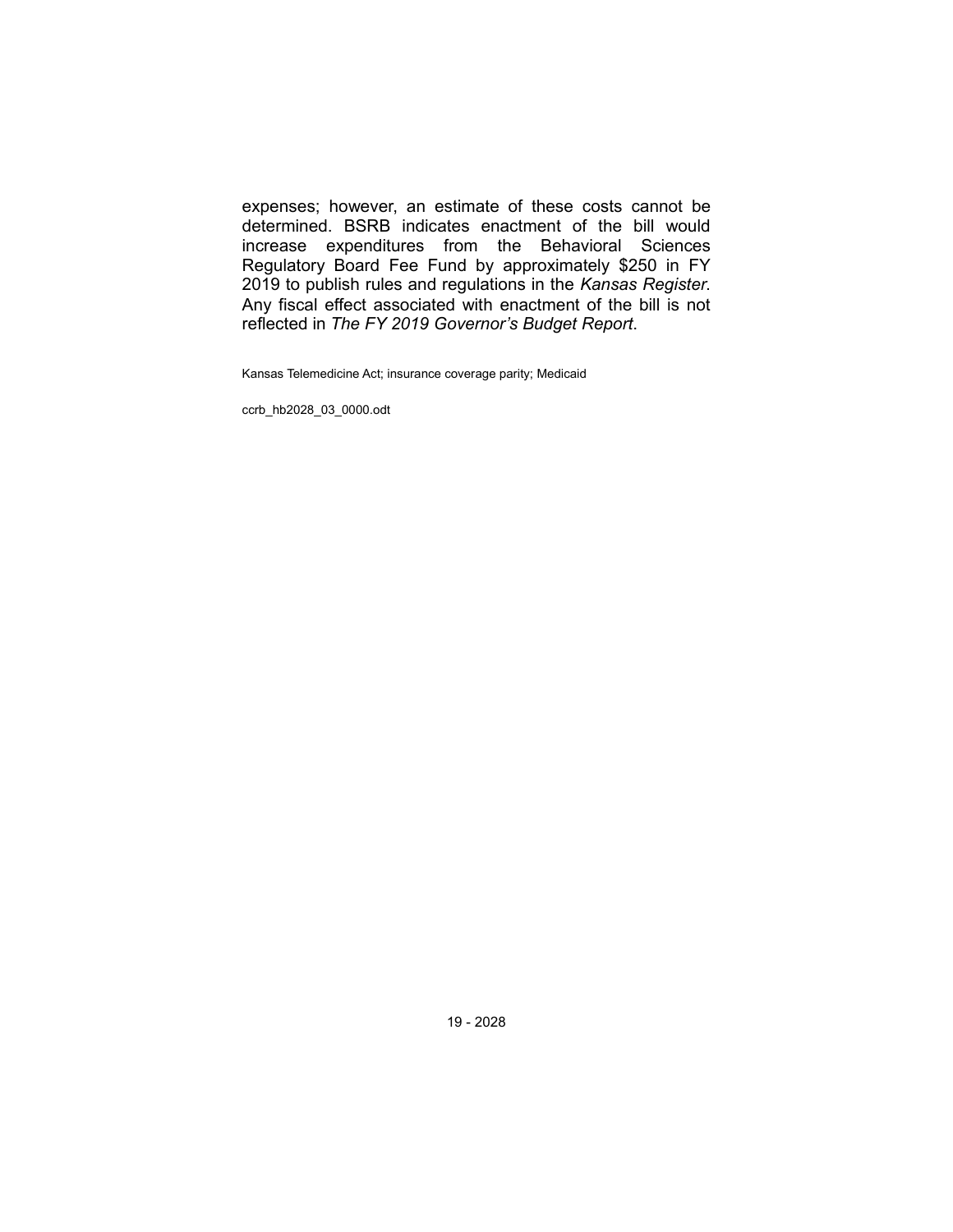expenses; however, an estimate of these costs cannot be determined. BSRB indicates enactment of the bill would increase expenditures from the Behavioral Sciences Regulatory Board Fee Fund by approximately $250 in FY 2019 to publish rules and regulations in the *Kansas Register*. Any fiscal effect associated with enactment of the bill is not reflected in *The FY 2019 Governor's Budget Report*.

Kansas Telemedicine Act; insurance coverage parity; Medicaid

ccrb_hb2028_03_0000.odt